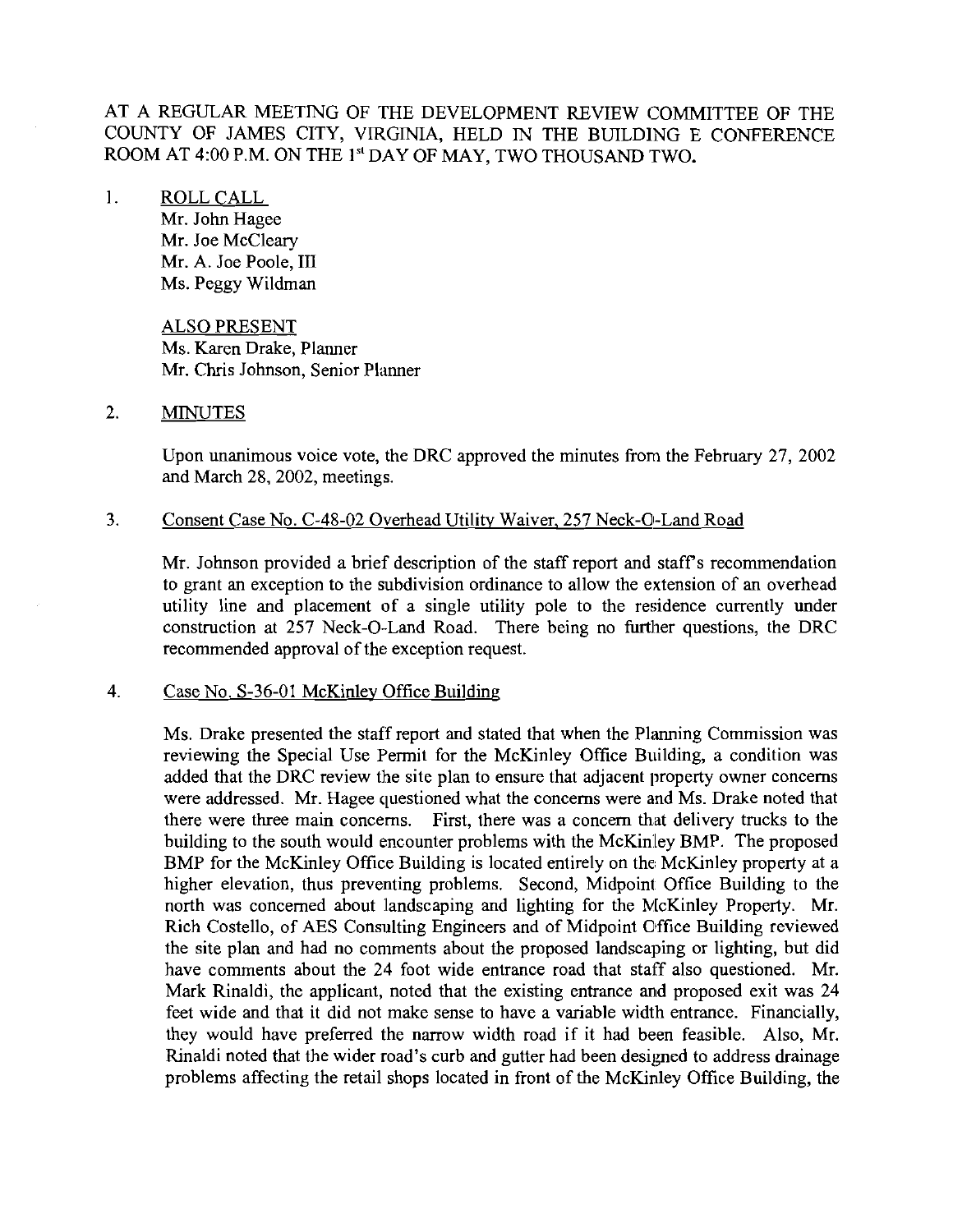AT A REGULAR MEETING OF THE DEVELOPMENT REVIEW COMMITTEE OF THE COUNTY OF JAMES CITY, VIRGINIA, HELD IN THE BUILDING E CONFERENCE ROOM AT 4:00 P.M. ON THE 1st DAY OF MAY, TWO THOUSAND TWO.

1. ROLL CALL

   Mr. John Hagee
   Mr. Joe McCleary
   Mr. A. Joe Poole, III
   Ms. Peggy Wildman

   ALSO PRESENT
   Ms. Karen Drake, Planner
   Mr. Chris Johnson, Senior Planner

2. MINUTES

   Upon unanimous voice vote, the DRC approved the minutes from the February 27, 2002 and March 28, 2002, meetings.

3. Consent Case No. C-48-02 Overhead Utility Waiver, 257 Neck-O-Land Road

   Mr. Johnson provided a brief description of the staff report and staff's recommendation to grant an exception to the subdivision ordinance to allow the extension of an overhead utility line and placement of a single utility pole to the residence currently under construction at 257 Neck-O-Land Road. There being no further questions, the DRC recommended approval of the exception request.

4. Case No. S-36-01 McKinley Office Building

   Ms. Drake presented the staff report and stated that when the Planning Commission was reviewing the Special Use Permit for the McKinley Office Building, a condition was added that the DRC review the site plan to ensure that adjacent property owner concerns were addressed. Mr. Hagee questioned what the concerns were and Ms. Drake noted that there were three main concerns. First, there was a concern that delivery trucks to the building to the south would encounter problems with the McKinley BMP. The proposed BMP for the McKinley Office Building is located entirely on the McKinley property at a higher elevation, thus preventing problems. Second, Midpoint Office Building to the north was concerned about landscaping and lighting for the McKinley Property. Mr. Rich Costello, of AES Consulting Engineers and of Midpoint Office Building reviewed the site plan and had no comments about the proposed landscaping or lighting, but did have comments about the 24 foot wide entrance road that staff also questioned. Mr. Mark Rinaldi, the applicant, noted that the existing entrance and proposed exit was 24 feet wide and that it did not make sense to have a variable width entrance. Financially, they would have preferred the narrow width road if it had been feasible. Also, Mr. Rinaldi noted that the wider road's curb and gutter had been designed to address drainage problems affecting the retail shops located in front of the McKinley Office Building, the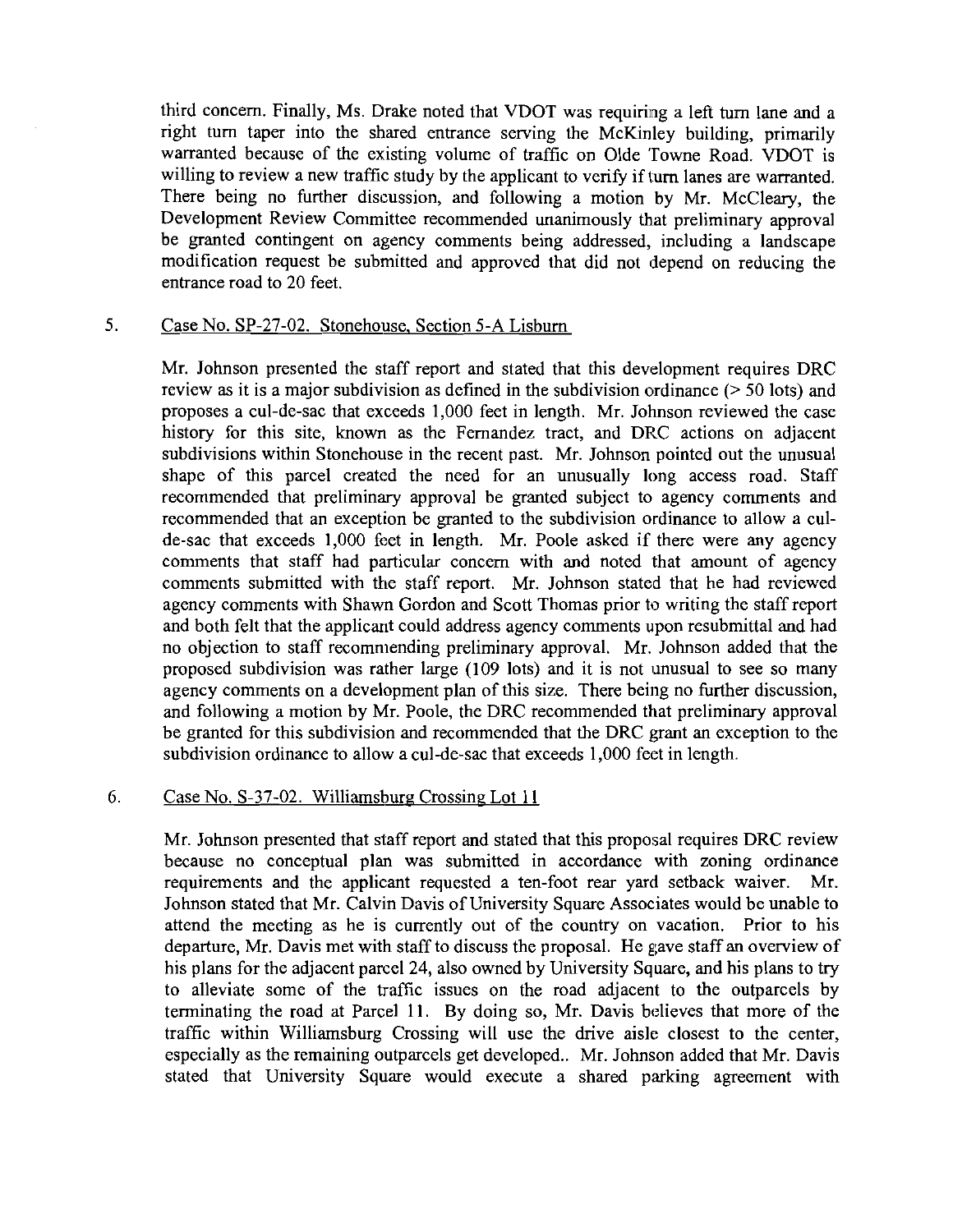third concern. Finally, Ms. Drake noted that VDOT was requiring a left turn lane and a right turn taper into the shared entrance serving the McKinley building, primarily warranted because of the existing volume of traffic on Olde Towne Road. VDOT is willing to review a new traffic study by the applicant to verify if turn lanes are warranted. There being no further discussion, and following a motion by Mr. McCleary, the Development Review Committee recommended unanimously that preliminary approval be granted contingent on agency comments being addressed, including a landscape modification request be submitted and approved that did not depend on reducing the entrance road to 20 feet.

5. Case No. SP-27-02. Stonehouse, Section 5-A Lisburn

   Mr. Johnson presented the staff report and stated that this development requires DRC review as it is a major subdivision as defined in the subdivision ordinance (> 50 lots) and proposes a cul-de-sac that exceeds 1,000 feet in length. Mr. Johnson reviewed the case history for this site, known as the Fernandez tract, and DRC actions on adjacent subdivisions within Stonehouse in the recent past. Mr. Johnson pointed out the unusual shape of this parcel created the need for an unusually long access road. Staff recommended that preliminary approval be granted subject to agency comments and recommended that an exception be granted to the subdivision ordinance to allow a cul-de-sac that exceeds 1,000 feet in length. Mr. Poole asked if there were any agency comments that staff had particular concern with and noted that amount of agency comments submitted with the staff report. Mr. Johnson stated that he had reviewed agency comments with Shawn Gordon and Scott Thomas prior to writing the staff report and both felt that the applicant could address agency comments upon resubmittal and had no objection to staff recommending preliminary approval. Mr. Johnson added that the proposed subdivision was rather large (109 lots) and it is not unusual to see so many agency comments on a development plan of this size. There being no further discussion, and following a motion by Mr. Poole, the DRC recommended that preliminary approval be granted for this subdivision and recommended that the DRC grant an exception to the subdivision ordinance to allow a cul-de-sac that exceeds 1,000 feet in length.

6. Case No. S-37-02. Williamsburg Crossing Lot 11

   Mr. Johnson presented that staff report and stated that this proposal requires DRC review because no conceptual plan was submitted in accordance with zoning ordinance requirements and the applicant requested a ten-foot rear yard setback waiver. Mr. Johnson stated that Mr. Calvin Davis of University Square Associates would be unable to attend the meeting as he is currently out of the country on vacation. Prior to his departure, Mr. Davis met with staff to discuss the proposal. He gave staff an overview of his plans for the adjacent parcel 24, also owned by University Square, and his plans to try to alleviate some of the traffic issues on the road adjacent to the outparcels by terminating the road at Parcel 11. By doing so, Mr. Davis believes that more of the traffic within Williamsburg Crossing will use the drive aisle closest to the center, especially as the remaining outparcels get developed.. Mr. Johnson added that Mr. Davis stated that University Square would execute a shared parking agreement with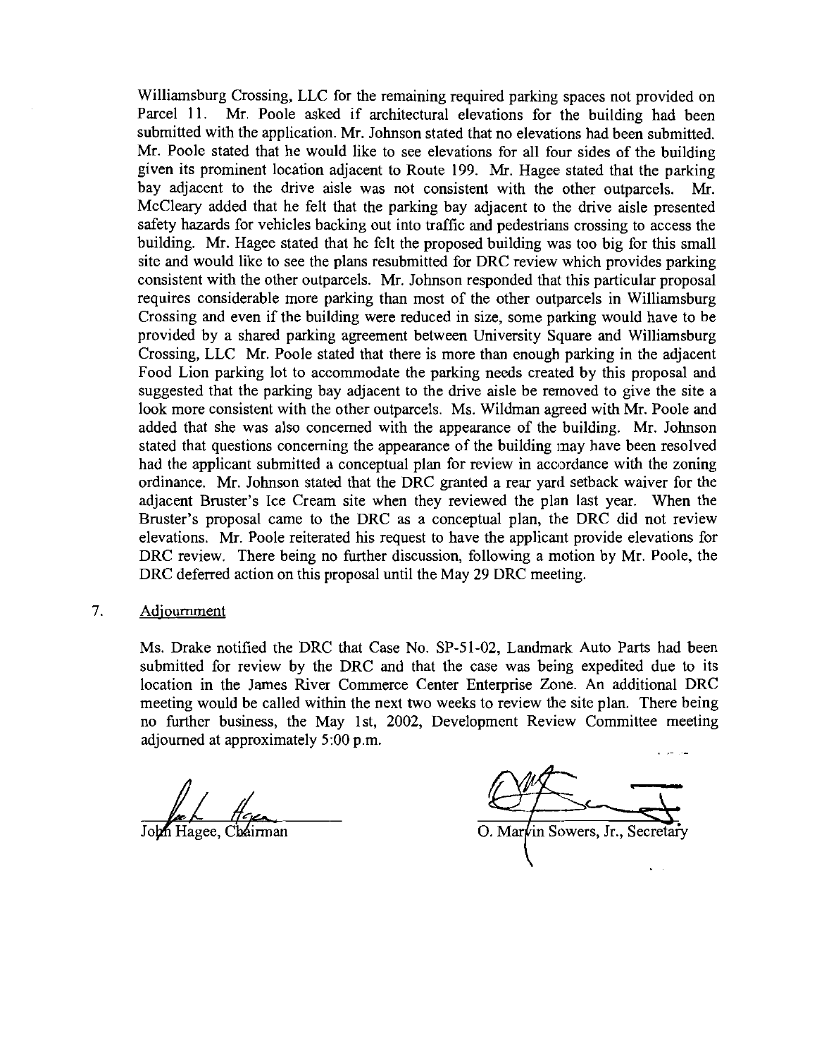Williamsburg Crossing, LLC for the remaining required parking spaces not provided on Parcel 11. Mr. Poole asked if architectural elevations for the building had been submitted with the application. Mr. Johnson stated that no elevations had been submitted. Mr. Poole stated that he would like to see elevations for all four sides of the building given its prominent location adjacent to Route 199. Mr. Hagee stated that the parking bay adjacent to the drive aisle was not consistent with the other outparcels. Mr. McCleary added that he felt that the parking bay adjacent to the drive aisle presented safety hazards for vehicles backing out into traffic and pedestrians crossing to access the building. Mr. Hagee stated that he felt the proposed building was too big for this small site and would like to see the plans resubmitted for DRC review which provides parking consistent with the other outparcels. Mr. Johnson responded that this particular proposal requires considerable more parking than most of the other outparcels in Williamsburg Crossing and even if the building were reduced in size, some parking would have to be provided by a shared parking agreement between University Square and Williamsburg Crossing, LLC Mr. Poole stated that there is more than enough parking in the adjacent Food Lion parking lot to accommodate the parking needs created by this proposal and suggested that the parking bay adjacent to the drive aisle be removed to give the site a look more consistent with the other outparcels. Ms. Wildman agreed with Mr. Poole and added that she was also concerned with the appearance of the building. Mr. Johnson stated that questions concerning the appearance of the building may have been resolved had the applicant submitted a conceptual plan for review in accordance with the zoning ordinance. Mr. Johnson stated that the DRC granted a rear yard setback waiver for the adjacent Bruster's Ice Cream site when they reviewed the plan last year. When the Bruster's proposal came to the DRC as a conceptual plan, the DRC did not review elevations. Mr. Poole reiterated his request to have the applicant provide elevations for DRC review. There being no further discussion, following a motion by Mr. Poole, the DRC deferred action on this proposal until the May 29 DRC meeting.

7. Adjournment

Ms. Drake notified the DRC that Case No. SP-51-02, Landmark Auto Parts had been submitted for review by the DRC and that the case was being expedited due to its location in the James River Commerce Center Enterprise Zone. An additional DRC meeting would be called within the next two weeks to review the site plan. There being no further business, the May 1st, 2002, Development Review Committee meeting adjourned at approximately 5:00 p.m.

John Hagee, Chairman

O. Marvin Sowers, Jr., Secretary